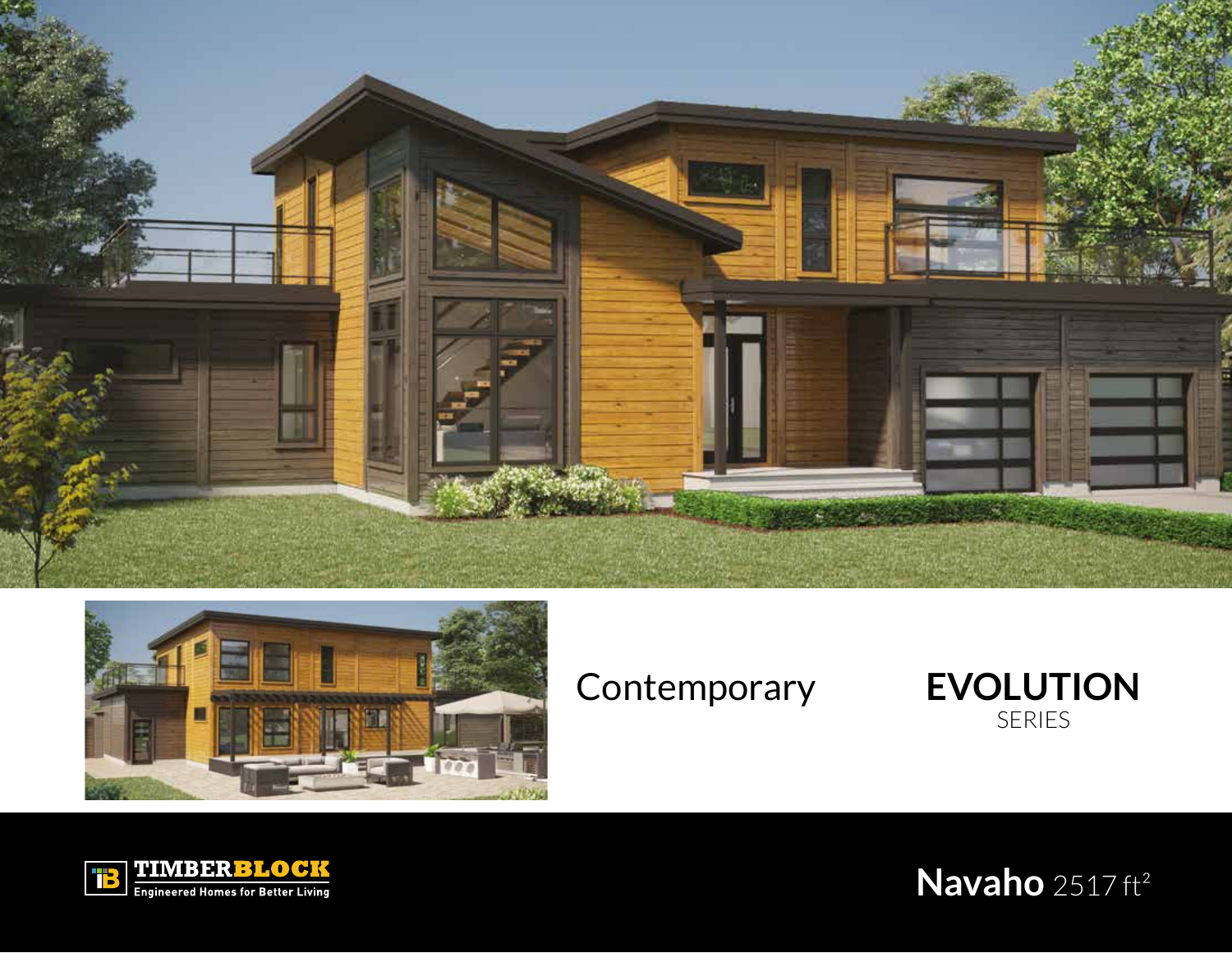Contemporary

**EVOLUTION**
SERIES

**TIMBERBLOCK**
Engineered Homes for Better Living

# Navaho 2517 ft$^2$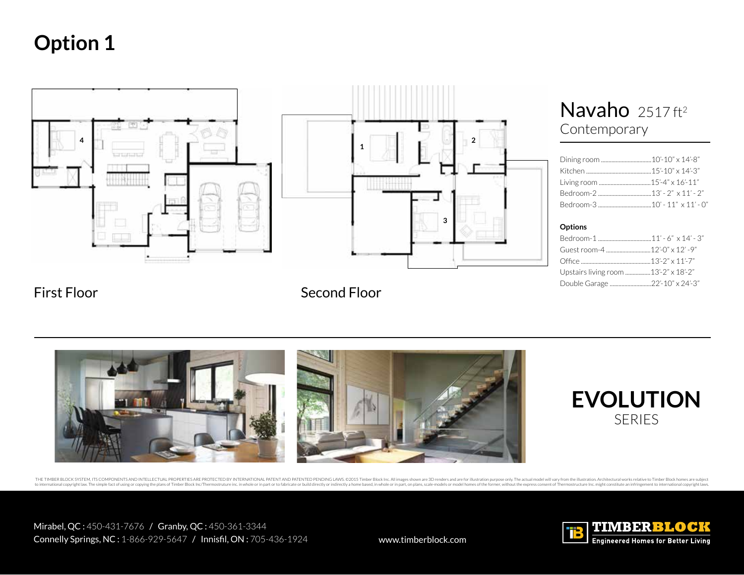# Option 1

First Floor

Second Floor

## Navaho 2517 ft²

Contemporary

| | |
|---|---|
| Dining room | 10'-10" x 14'-8" |
| Kitchen | 15'-10" x 14'-3" |
| Living room | 15'-4" x 16'-11" |
| Bedroom-2 | 13' - 2" x 11' - 2" |
| Bedroom-3 | 10' - 11" x 11' - 0" |

**Options**

| | |
|---|---|
| Bedroom-1 | 11' - 6" x 14' - 3" |
| Guest room-4 | 12'-0" x 12' -9" |
| Office | 13'-2" x 11'-7" |
| Upstairs living room | 13'-2" x 18'-2" |
| Double Garage | 22'-10" x 24'-3" |

**EVOLUTION**
SERIES

THE TIMBER BLOCK SYSTEM, ITS COMPONENTS AND INTELLECTUAL PROPERTIES ARE PROTECTED BY INTERNATIONAL PATENT AND PATENTED PENDING LAWS. ©2015 Timber Block Inc. All images shown are 3D renders and are for illustration purpose only. The actual model will vary from the illustration. Architectural works relative to Timber Block homes are subject to international copyright law. The simple fact of using or copying the plans of Timber Block Inc/Thermostruture inc. in whole or in part or to fabricate or build directly or indirectly a home based, in whole or in part, on plans, scale-models or model homes of the former, without the express consent of Thermostructure Inc. might constitute an infringement to international copyright laws.

Mirabel, QC : 450-431-7676 / Granby, QC : 450-361-3344
Connelly Springs, NC : 1-866-929-5647 / Innisfil, ON : 705-436-1924

www.timberblock.com

TIMBERBLOCK
Engineered Homes for Better Living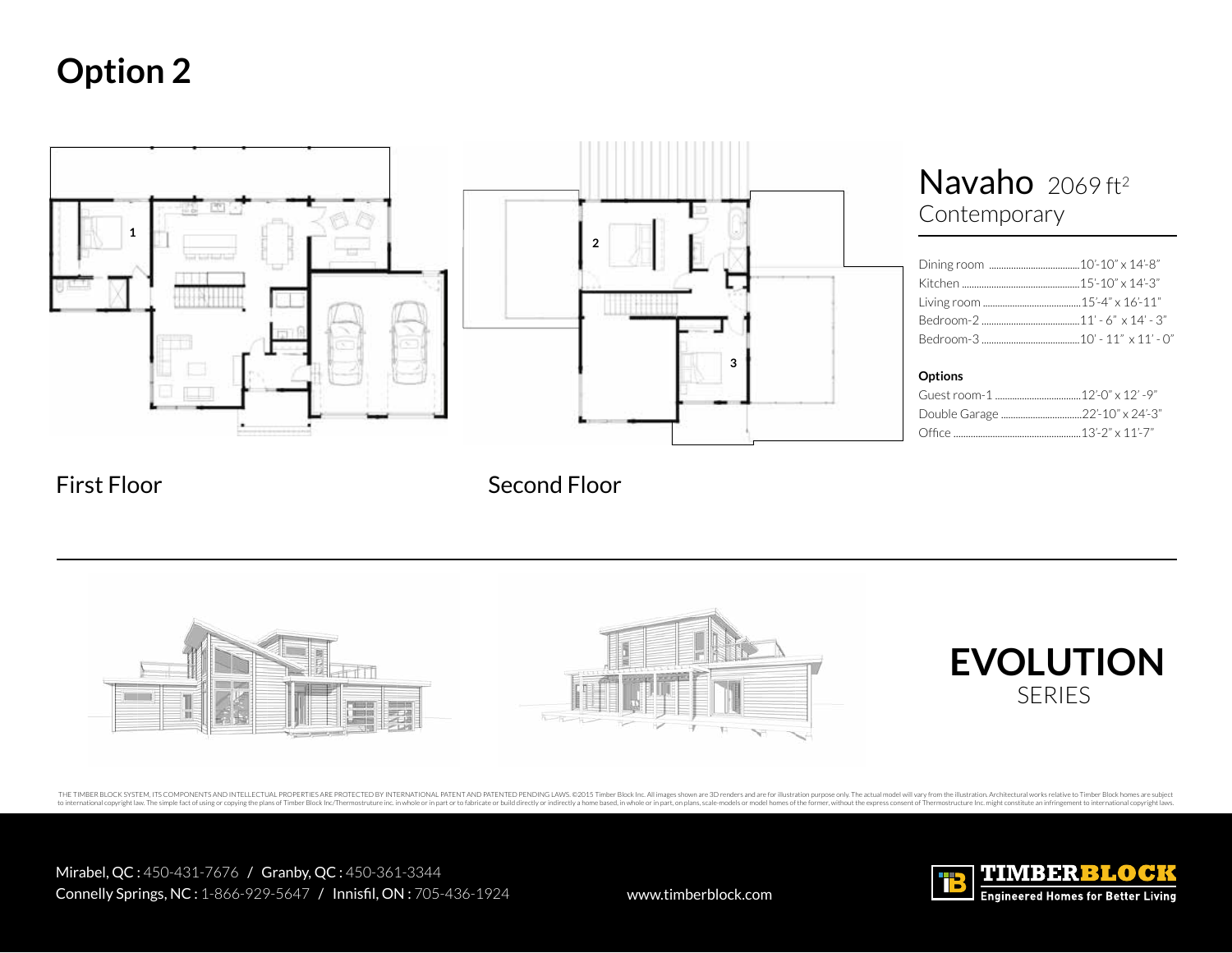# Option 2

First Floor

Second Floor

## Navaho 2069 ft²

Contemporary

| | |
|---|---|
| Dining room | 10'-10" x 14'-8" |
| Kitchen | 15'-10" x 14'-3" |
| Living room | 15'-4" x 16'-11" |
| Bedroom-2 | 11' - 6" x 14' - 3" |
| Bedroom-3 | 10' - 11" x 11' - 0" |

**Options**

| | |
|---|---|
| Guest room-1 | 12'-0" x 12' -9" |
| Double Garage | 22'-10" x 24'-3" |
| Office | 13'-2" x 11'-7" |

**EVOLUTION**
SERIES

THE TIMBER BLOCK SYSTEM, ITS COMPONENTS AND INTELLECTUAL PROPERTIES ARE PROTECTED BY INTERNATIONAL PATENT AND PATENTED PENDING LAWS. ©2015 Timber Block Inc. All images shown are 3D renders and are for illustration purpose only. The actual model will vary from the illustration. Architectural works relative to Timber Block homes are subject to international copyright law. The simple fact of using or copying the plans of Timber Block Inc/Thermostruture inc. in whole or in part or to fabricate or build directly or indirectly a home based, in whole or in part, on plans, scale-models or model homes of the former, without the express consent of Thermostructure Inc. might constitute an infringement to international copyright laws.

Mirabel, QC : 450-431-7676 / Granby, QC : 450-361-3344
Connelly Springs, NC : 1-866-929-5647 / Innisfil, ON : 705-436-1924

www.timberblock.com

TIMBERBLOCK
Engineered Homes for Better Living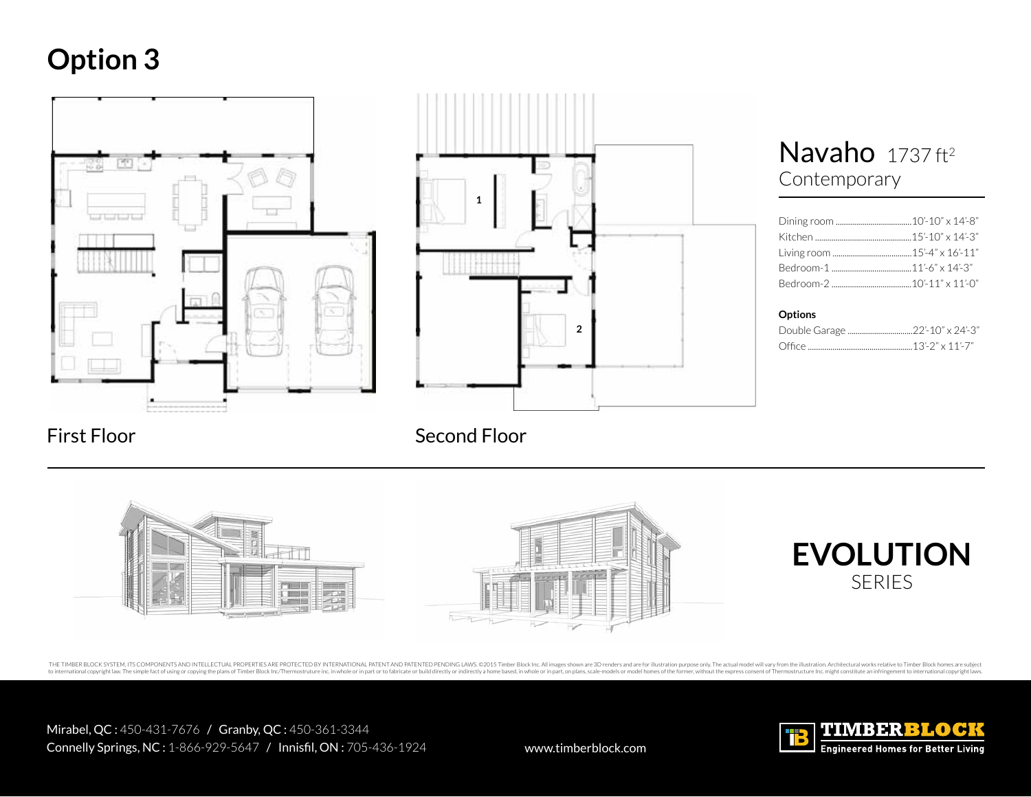# Option 3

First Floor

Second Floor

## Navaho 1737 ft²

Contemporary

| Room | Dimensions |
| --- | --- |
| Dining room | 10'-10" x 14'-8" |
| Kitchen | 15'-10" x 14'-3" |
| Living room | 15'-4" x 16'-11" |
| Bedroom-1 | 11'-6" x 14'-3" |
| Bedroom-2 | 10'-11" x 11'-0" |

**Options**

| Option | Dimensions |
| --- | --- |
| Double Garage | 22'-10" x 24'-3" |
| Office | 13'-2" x 11'-7" |

**EVOLUTION**
SERIES

THE TIMBER BLOCK SYSTEM, ITS COMPONENTS AND INTELLECTUAL PROPERTIES ARE PROTECTED BY INTERNATIONAL PATENT AND PATENTED PENDING LAWS. ©2015 Timber Block Inc. All images shown are 3D renders and are for illustration purpose only. The actual model will vary from the illustration. Architectural works relative to Timber Block homes are subject to international copyright law. The simple fact of using or copying the plans of Timber Block Inc/Thermostructure inc. in whole or in part or to fabricate or build directly or indirectly a home based, in whole or in part, on plans, scale-models or model homes of the former, without the express consent of Thermostructure Inc. might constitute an infringement to international copyright laws.

Mirabel, QC : 450-431-7676 / Granby, QC : 450-361-3344
Connelly Springs, NC : 1-866-929-5647 / Innisfil, ON : 705-436-1924

www.timberblock.com

TIMBERBLOCK
Engineered Homes for Better Living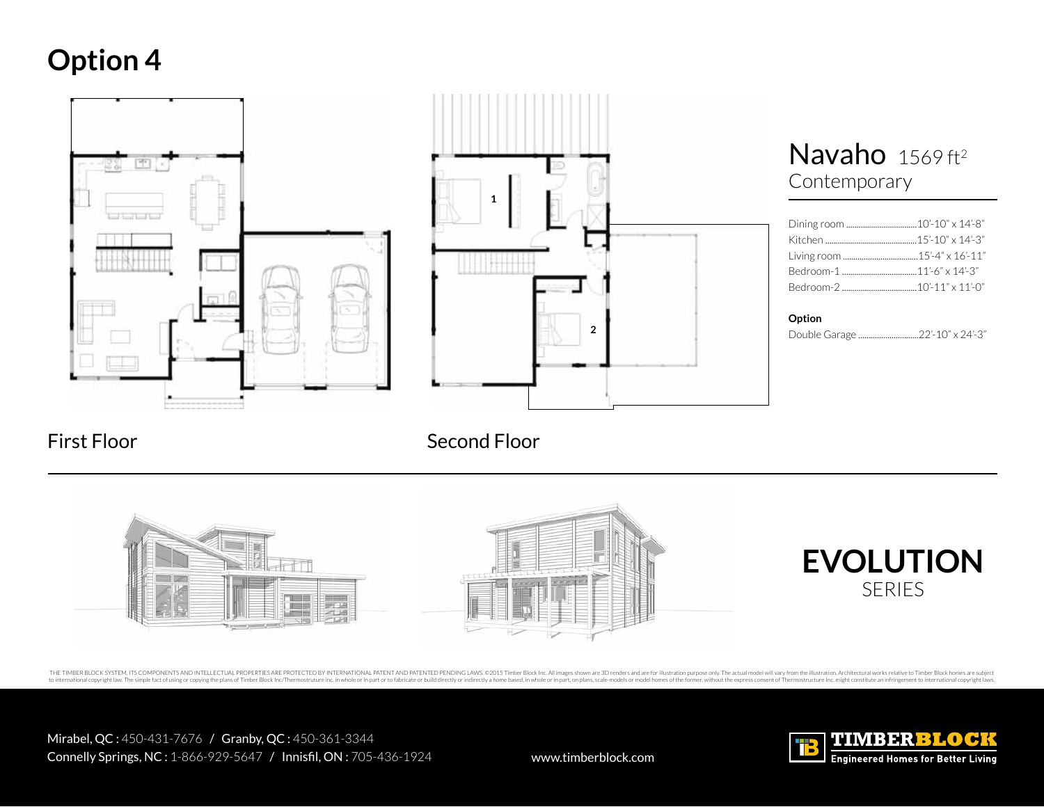# Option 4

First Floor

Second Floor

## Navaho 1569 ft²

Contemporary

| Room | Dimensions |
|---|---|
| Dining room | 10'-10" x 14'-8" |
| Kitchen | 15'-10" x 14'-3" |
| Living room | 15'-4" x 16'-11" |
| Bedroom-1 | 11'-6" x 14'-3" |
| Bedroom-2 | 10'-11" x 11'-0" |

**Option**

| Room | Dimensions |
|---|---|
| Double Garage | 22'-10" x 24'-3" |

**EVOLUTION**
SERIES

THE TIMBER BLOCK SYSTEM, ITS COMPONENTS AND INTELLECTUAL PROPERTIES ARE PROTECTED BY INTERNATIONAL PATENT AND PATENTED PENDING LAWS. ©2015 Timber Block Inc. All images shown are 3D renders and are for illustration purpose only. The actual model will vary from the illustration. Architectural works relative to Timber Block homes are subject to international copyright law. The simple fact of using or copying the plans of Timber Block Inc/Thermostruture inc. in whole or in part or to fabricate or build directly or indirectly a home based, in whole or in part, on plans, scale-models or model homes of the former, without the express consent of Thermostructure Inc. might constitute an infringement to international copyright laws.

Mirabel, QC : 450-431-7676 / Granby, QC : 450-361-3344
Connelly Springs, NC : 1-866-929-5647 / Innisfil, ON : 705-436-1924

www.timberblock.com

TIMBERBLOCK
Engineered Homes for Better Living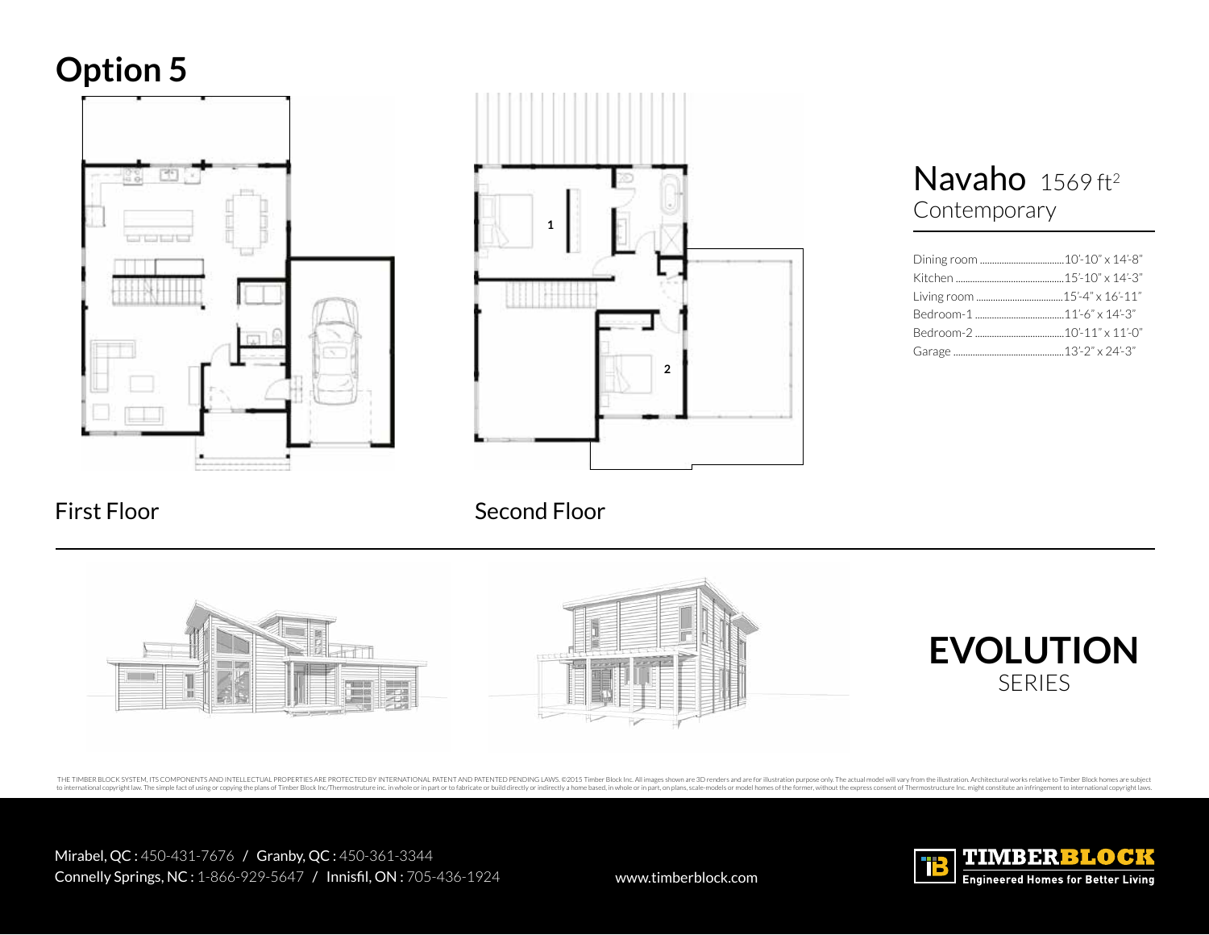# Option 5

1

2

First Floor

Second Floor

## Navaho 1569 ft²

Contemporary

| | |
|---|---|
| Dining room | 10'-10" x 14'-8" |
| Kitchen | 15'-10" x 14'-3" |
| Living room | 15'-4" x 16'-11" |
| Bedroom-1 | 11'-6" x 14'-3" |
| Bedroom-2 | 10'-11" x 11'-0" |
| Garage | 13'-2" x 24'-3" |

**EVOLUTION**
SERIES

THE TIMBER BLOCK SYSTEM, ITS COMPONENTS AND INTELLECTUAL PROPERTIES ARE PROTECTED BY INTERNATIONAL PATENT AND PATENTED PENDING LAWS. ©2015 Timber Block Inc. All images shown are 3D renders and are for illustration purpose only. The actual model will vary from the illustration. Architectural works relative to Timber Block homes are subject to international copyright law. The simple fact of using or copying the plans of Timber Block Inc/Thermostruture inc. in whole or in part or to fabricate or build directly or indirectly a home based, in whole or in part, on plans, scale-models or model homes of the former, without the express consent of Thermostructure Inc. might constitute an infringement to international copyright laws.

Mirabel, QC : 450-431-7676 / Granby, QC : 450-361-3344
Connelly Springs, NC : 1-866-929-5647 / Innisfil, ON : 705-436-1924

www.timberblock.com

TIMBERBLOCK
Engineered Homes for Better Living